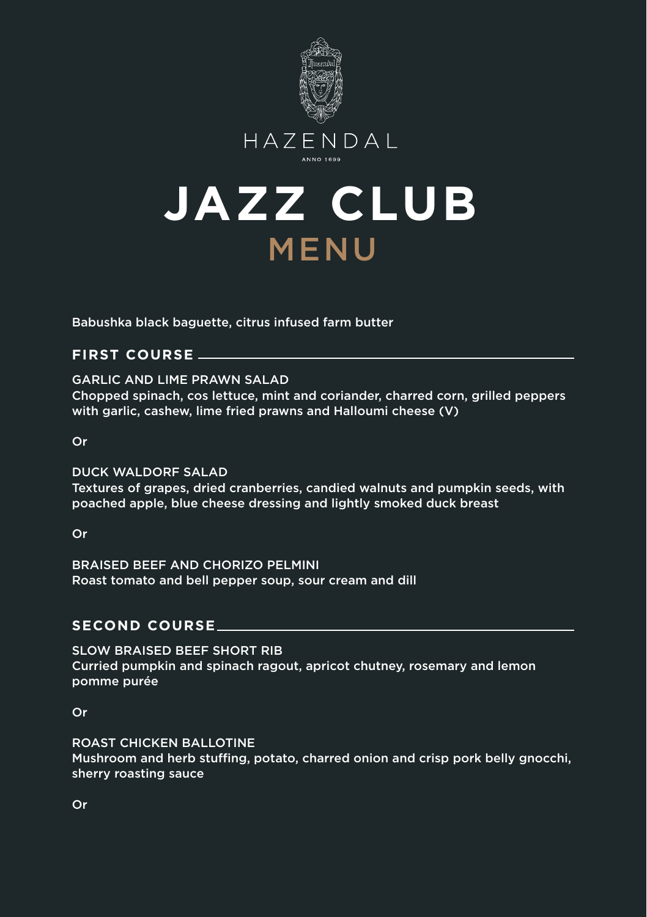HAZENDAL

ANNO 1699

# JAZZ CLUB

## MENU

Babushka black baguette, citrus infused farm butter

## FIRST COURSE

GARLIC AND LIME PRAWN SALAD
Chopped spinach, cos lettuce, mint and coriander, charred corn, grilled peppers with garlic, cashew, lime fried prawns and Halloumi cheese (V)

Or

DUCK WALDORF SALAD
Textures of grapes, dried cranberries, candied walnuts and pumpkin seeds, with poached apple, blue cheese dressing and lightly smoked duck breast

Or

BRAISED BEEF AND CHORIZO PELMINI
Roast tomato and bell pepper soup, sour cream and dill

## SECOND COURSE

SLOW BRAISED BEEF SHORT RIB
Curried pumpkin and spinach ragout, apricot chutney, rosemary and lemon pomme purée

Or

ROAST CHICKEN BALLOTINE
Mushroom and herb stuffing, potato, charred onion and crisp pork belly gnocchi, sherry roasting sauce

Or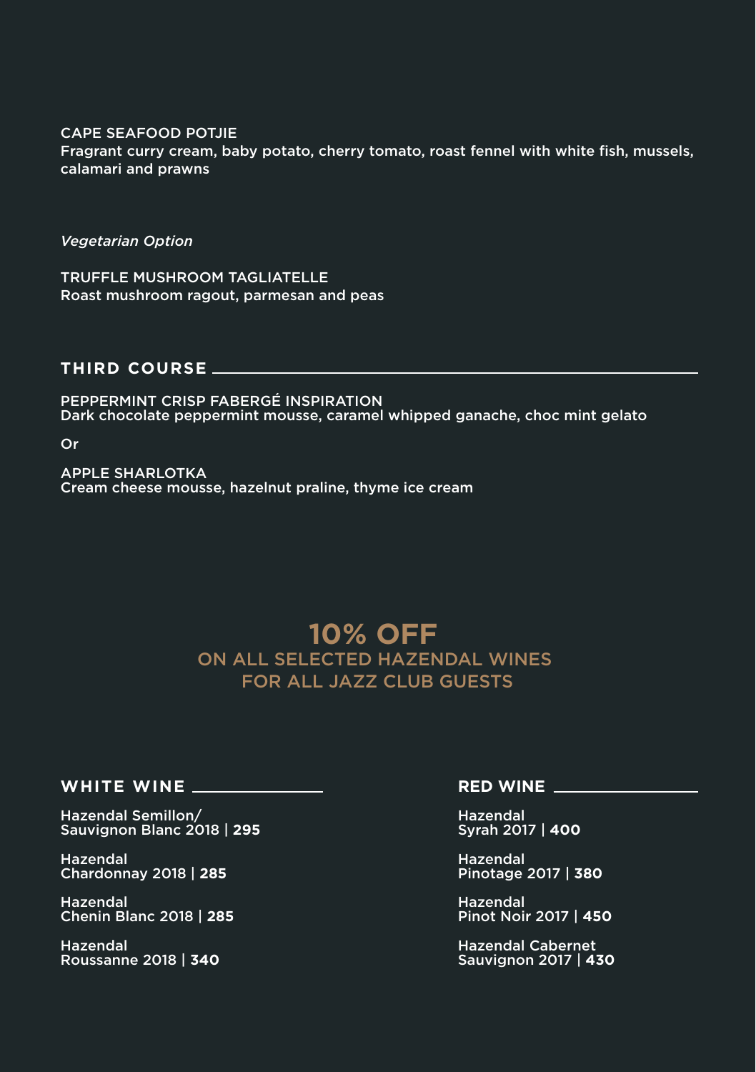CAPE SEAFOOD POTJIE
Fragrant curry cream, baby potato, cherry tomato, roast fennel with white fish, mussels, calamari and prawns

*Vegetarian Option*

TRUFFLE MUSHROOM TAGLIATELLE
Roast mushroom ragout, parmesan and peas

## THIRD COURSE

PEPPERMINT CRISP FABERGÉ INSPIRATION
Dark chocolate peppermint mousse, caramel whipped ganache, choc mint gelato

Or

APPLE SHARLOTKA
Cream cheese mousse, hazelnut praline, thyme ice cream

**10% OFF**
ON ALL SELECTED HAZENDAL WINES
FOR ALL JAZZ CLUB GUESTS

## WHITE WINE

Hazendal Semillon/
Sauvignon Blanc 2018 | **295**

Hazendal
Chardonnay 2018 | **285**

Hazendal
Chenin Blanc 2018 | **285**

Hazendal
Roussanne 2018 | **340**

## RED WINE

Hazendal
Syrah 2017 | **400**

Hazendal
Pinotage 2017 | **380**

Hazendal
Pinot Noir 2017 | **450**

Hazendal Cabernet
Sauvignon 2017 | **430**